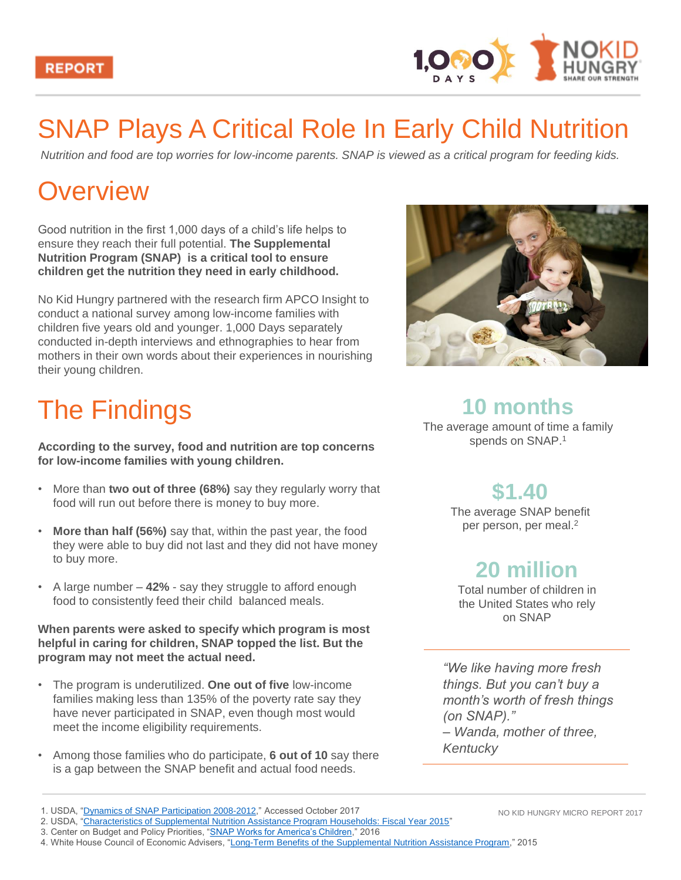REPORT

# SNAP Plays A Critical Role In Early Child Nutrition

*Nutrition and food are top worries for low-income parents. SNAP is viewed as a critical program for feeding kids.*

## Overview

Good nutrition in the first 1,000 days of a child's life helps to ensure they reach their full potential. **The Supplemental Nutrition Program (SNAP) is a critical tool to ensure children get the nutrition they need in early childhood.**

No Kid Hungry partnered with the research firm APCO Insight to conduct a national survey among low-income families with children five years old and younger. 1,000 Days separately conducted in-depth interviews and ethnographies to hear from mothers in their own words about their experiences in nourishing their young children.

## The Findings

**According to the survey, food and nutrition are top concerns for low-income families with young children.**

- More than **two out of three (68%)** say they regularly worry that food will run out before there is money to buy more.
- **More than half (56%)** say that, within the past year, the food they were able to buy did not last and they did not have money to buy more.
- A large number – **42%** - say they struggle to afford enough food to consistently feed their child balanced meals.

**When parents were asked to specify which program is most helpful in caring for children, SNAP topped the list. But the program may not meet the actual need.**

- The program is underutilized. **One out of five** low-income families making less than 135% of the poverty rate say they have never participated in SNAP, even though most would meet the income eligibility requirements.
- Among those families who do participate, **6 out of 10** say there is a gap between the SNAP benefit and actual food needs.

### 10 months

The average amount of time a family spends on SNAP.[1]

### $1.40

The average SNAP benefit per person, per meal.[2]

### 20 million

Total number of children in the United States who rely on SNAP

*"We like having more fresh things. But you can't buy a month's worth of fresh things (on SNAP)."*
*– Wanda, mother of three, Kentucky*

1. USDA, "Dynamics of SNAP Participation 2008-2012," Accessed October 2017
2. USDA, "Characteristics of Supplemental Nutrition Assistance Program Households: Fiscal Year 2015"
3. Center on Budget and Policy Priorities, "SNAP Works for America's Children," 2016
4. White House Council of Economic Advisers, "Long-Term Benefits of the Supplemental Nutrition Assistance Program," 2015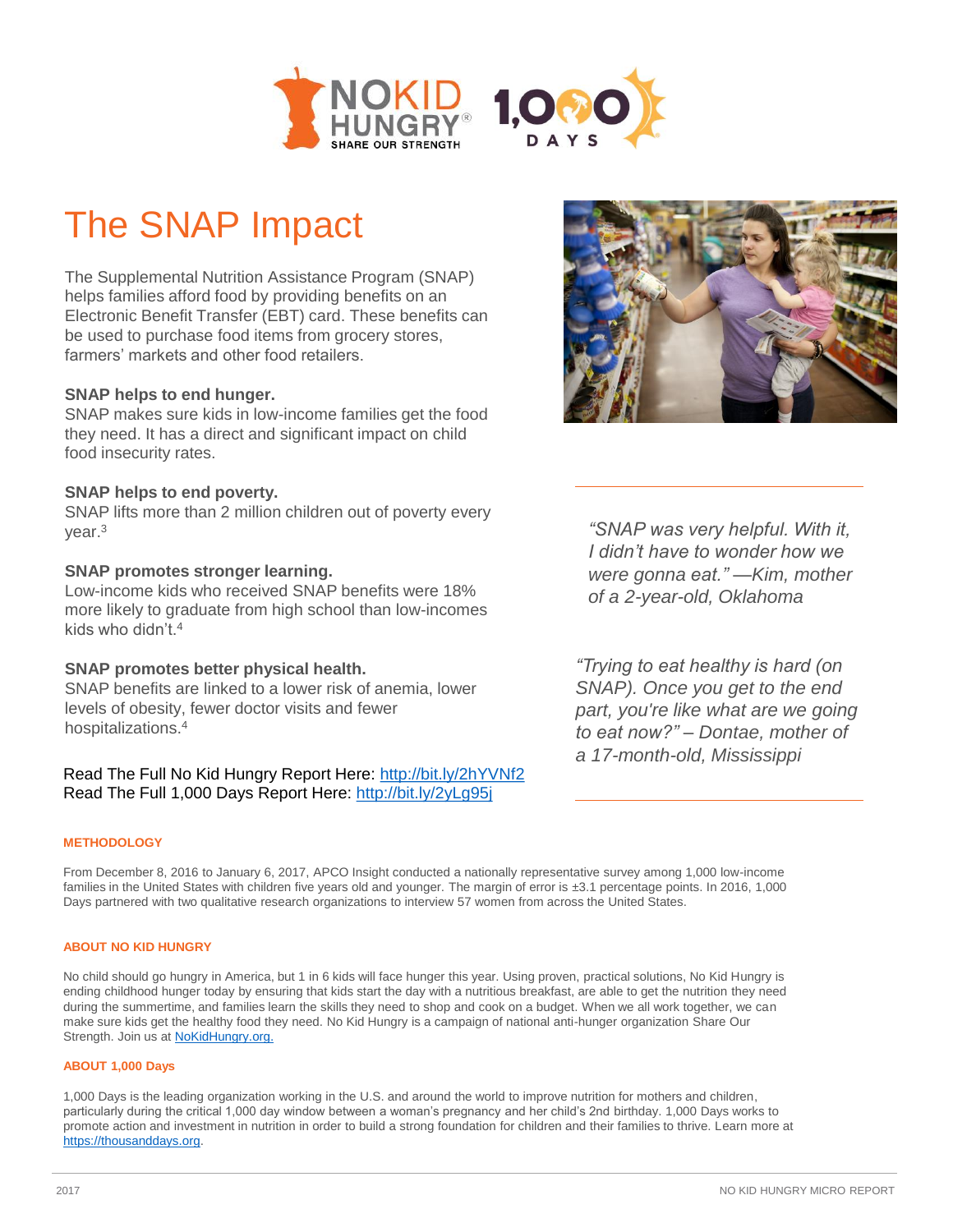# The SNAP Impact

The Supplemental Nutrition Assistance Program (SNAP) helps families afford food by providing benefits on an Electronic Benefit Transfer (EBT) card. These benefits can be used to purchase food items from grocery stores, farmers' markets and other food retailers.

**SNAP helps to end hunger.**
SNAP makes sure kids in low-income families get the food they need. It has a direct and significant impact on child food insecurity rates.

**SNAP helps to end poverty.**
SNAP lifts more than 2 million children out of poverty every year.[3]

**SNAP promotes stronger learning.**
Low-income kids who received SNAP benefits were 18% more likely to graduate from high school than low-incomes kids who didn't.[4]

**SNAP promotes better physical health.**
SNAP benefits are linked to a lower risk of anemia, lower levels of obesity, fewer doctor visits and fewer hospitalizations.[4]

Read The Full No Kid Hungry Report Here: http://bit.ly/2hYVNf2
Read The Full 1,000 Days Report Here: http://bit.ly/2yLg95j

*"SNAP was very helpful. With it, I didn't have to wonder how we were gonna eat." —Kim, mother of a 2-year-old, Oklahoma*

*"Trying to eat healthy is hard (on SNAP). Once you get to the end part, you're like what are we going to eat now?" – Dontae, mother of a 17-month-old, Mississippi*

#### METHODOLOGY

From December 8, 2016 to January 6, 2017, APCO Insight conducted a nationally representative survey among 1,000 low-income families in the United States with children five years old and younger. The margin of error is ±3.1 percentage points. In 2016, 1,000 Days partnered with two qualitative research organizations to interview 57 women from across the United States.

#### ABOUT NO KID HUNGRY

No child should go hungry in America, but 1 in 6 kids will face hunger this year. Using proven, practical solutions, No Kid Hungry is ending childhood hunger today by ensuring that kids start the day with a nutritious breakfast, are able to get the nutrition they need during the summertime, and families learn the skills they need to shop and cook on a budget. When we all work together, we can make sure kids get the healthy food they need. No Kid Hungry is a campaign of national anti-hunger organization Share Our Strength. Join us at NoKidHungry.org.

#### ABOUT 1,000 Days

1,000 Days is the leading organization working in the U.S. and around the world to improve nutrition for mothers and children, particularly during the critical 1,000 day window between a woman's pregnancy and her child's 2nd birthday. 1,000 Days works to promote action and investment in nutrition in order to build a strong foundation for children and their families to thrive. Learn more at https://thousanddays.org.